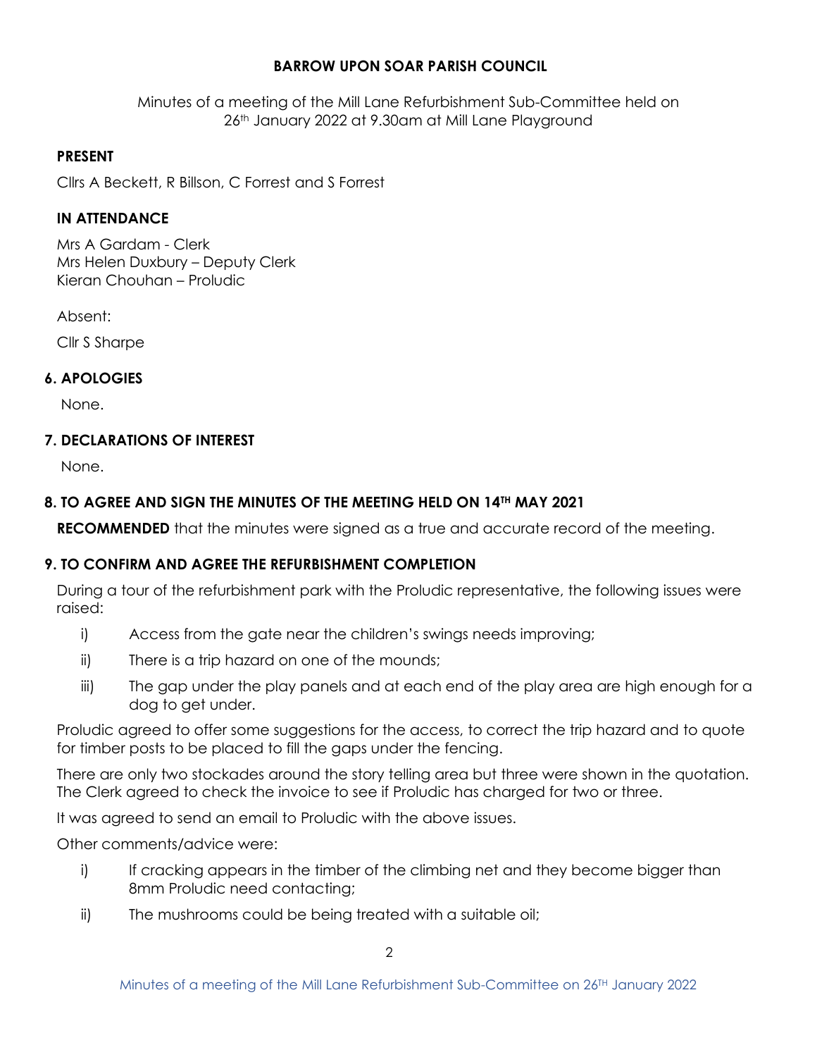**BARROW UPON SOAR PARISH COUNCIL**

Minutes of a meeting of the Mill Lane Refurbishment Sub-Committee held on 26th January 2022 at 9.30am at Mill Lane Playground

**PRESENT**

Cllrs A Beckett, R Billson, C Forrest and S Forrest

**IN ATTENDANCE**

Mrs A Gardam - Clerk
Mrs Helen Duxbury – Deputy Clerk
Kieran Chouhan – Proludic

Absent:

Cllr S Sharpe

**6. APOLOGIES**

None.

**7. DECLARATIONS OF INTEREST**

None.

**8. TO AGREE AND SIGN THE MINUTES OF THE MEETING HELD ON 14TH MAY 2021**

**RECOMMENDED** that the minutes were signed as a true and accurate record of the meeting.

**9. TO CONFIRM AND AGREE THE REFURBISHMENT COMPLETION**

During a tour of the refurbishment park with the Proludic representative, the following issues were raised:

i) Access from the gate near the children's swings needs improving;

ii) There is a trip hazard on one of the mounds;

iii) The gap under the play panels and at each end of the play area are high enough for a dog to get under.

Proludic agreed to offer some suggestions for the access, to correct the trip hazard and to quote for timber posts to be placed to fill the gaps under the fencing.

There are only two stockades around the story telling area but three were shown in the quotation. The Clerk agreed to check the invoice to see if Proludic has charged for two or three.

It was agreed to send an email to Proludic with the above issues.

Other comments/advice were:

i) If cracking appears in the timber of the climbing net and they become bigger than 8mm Proludic need contacting;

ii) The mushrooms could be being treated with a suitable oil;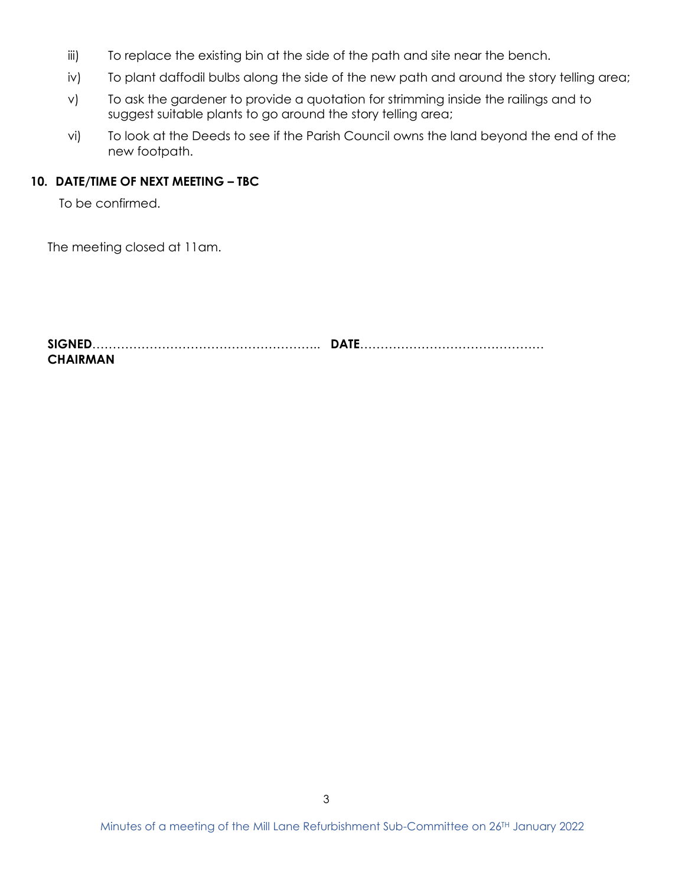iii) To replace the existing bin at the side of the path and site near the bench.

iv) To plant daffodil bulbs along the side of the new path and around the story telling area;

v) To ask the gardener to provide a quotation for strimming inside the railings and to suggest suitable plants to go around the story telling area;

vi) To look at the Deeds to see if the Parish Council owns the land beyond the end of the new footpath.

## 10. DATE/TIME OF NEXT MEETING – TBC

To be confirmed.

The meeting closed at 11am.

**SIGNED**………………………………………………….. **DATE**……………………………………….
**CHAIRMAN**